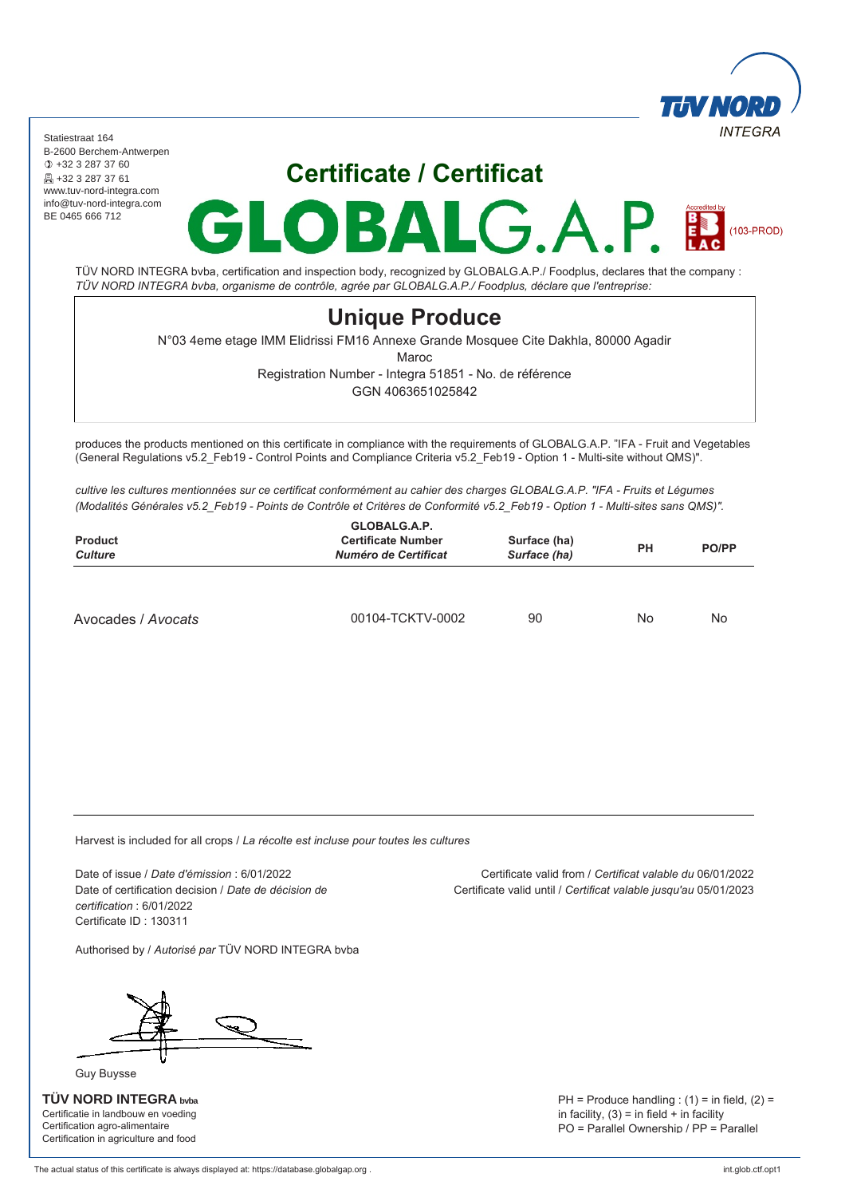Statiestraat 164
B-2600 Berchem-Antwerpen
+32 3 287 37 60
+32 3 287 37 61
www.tuv-nord-integra.com
info@tuv-nord-integra.com
BE 0465 666 712

TÜV NORD INTEGRA

# Certificate / Certificat

# GLOBALG.A.P.

Accredited by BELAC (103-PROD)

TÜV NORD INTEGRA bvba, certification and inspection body, recognized by GLOBALG.A.P./ Foodplus, declares that the company :
*TÜV NORD INTEGRA bvba, organisme de contrôle, agrée par GLOBALG.A.P./ Foodplus, déclare que l'entreprise:*

## Unique Produce

N°03 4eme etage IMM Elidrissi FM16 Annexe Grande Mosquee Cite Dakhla, 80000 Agadir
Maroc
Registration Number - Integra 51851 - No. de référence
GGN 4063651025842

produces the products mentioned on this certificate in compliance with the requirements of GLOBALG.A.P. "IFA - Fruit and Vegetables (General Regulations v5.2_Feb19 - Control Points and Compliance Criteria v5.2_Feb19 - Option 1 - Multi-site without QMS)".

*cultive les cultures mentionnées sur ce certificat conformément au cahier des charges GLOBALG.A.P. "IFA - Fruits et Légumes (Modalités Générales v5.2_Feb19 - Points de Contrôle et Critères de Conformité v5.2_Feb19 - Option 1 - Multi-sites sans QMS)".*

| **Product** *Culture* | **GLOBALG.A.P. Certificate Number** *Numéro de Certificat* | **Surface (ha)** *Surface (ha)* | **PH** | **PO/PP** |
|---|---|---|---|---|
| Avocades / *Avocats* | 00104-TCKTV-0002 | 90 | No | No |

Harvest is included for all crops / *La récolte est incluse pour toutes les cultures*

Date of issue / *Date d'émission* : 6/01/2022
Date of certification decision / *Date de décision de certification* : 6/01/2022
Certificate ID : 130311

Certificate valid from / *Certificat valable du* 06/01/2022
Certificate valid until / *Certificat valable jusqu'au* 05/01/2023

Authorised by / *Autorisé par* TÜV NORD INTEGRA bvba

Guy Buysse

**TÜV NORD INTEGRA bvba**
Certificatie in landbouw en voeding
Certification agro-alimentaire
Certification in agriculture and food

PH = Produce handling : (1) = in field, (2) = in facility, (3) = in field + in facility
PO = Parallel Ownership / PP = Parallel

The actual status of this certificate is always displayed at: https://database.globalgap.org .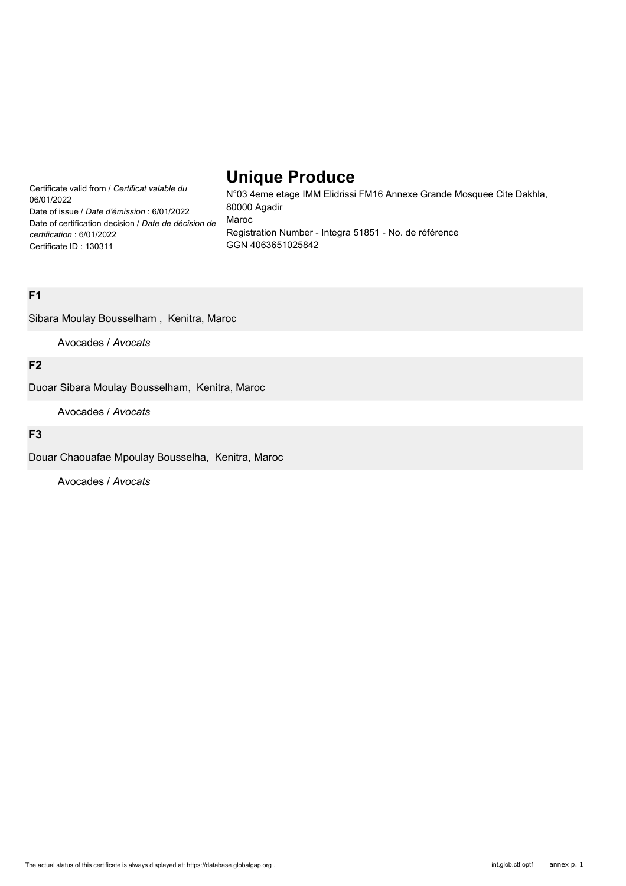Certificate valid from / *Certificat valable du* 06/01/2022
Date of issue / *Date d'émission* : 6/01/2022
Date of certification decision / *Date de décision de certification* : 6/01/2022
Certificate ID : 130311

# Unique Produce

N°03 4eme etage IMM Elidrissi FM16 Annexe Grande Mosquee Cite Dakhla,
80000 Agadir
Maroc
Registration Number - Integra 51851 - No. de référence
GGN 4063651025842

### F1

Sibara Moulay Bousselham , Kenitra, Maroc

Avocades / *Avocats*

### F2

Duoar Sibara Moulay Bousselham, Kenitra, Maroc

Avocades / *Avocats*

### F3

Douar Chaouafae Mpoulay Bousselha, Kenitra, Maroc

Avocades / *Avocats*

The actual status of this certificate is always displayed at: https://database.globalgap.org .